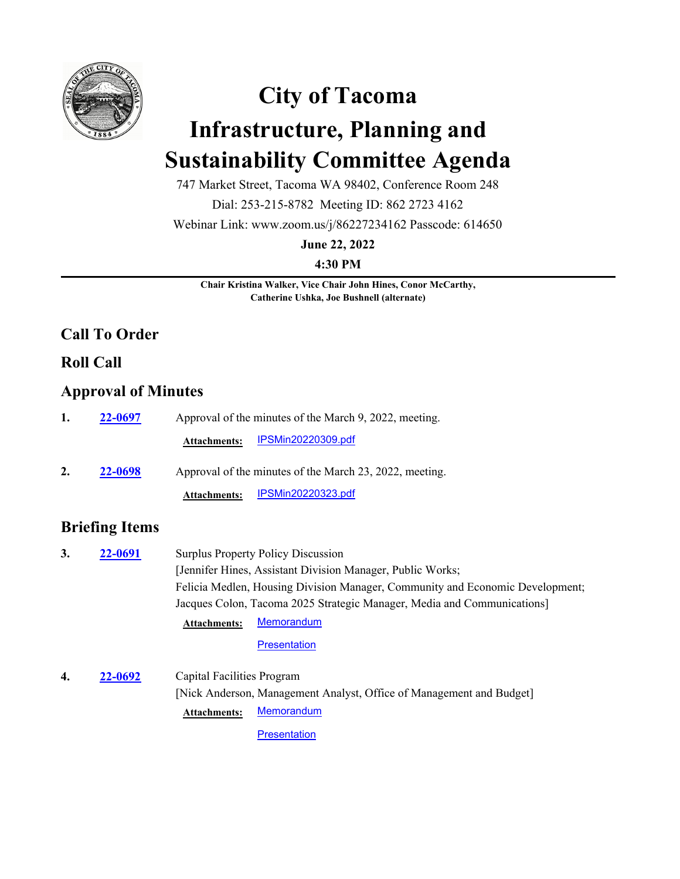# City of Tacoma

# Infrastructure, Planning and Sustainability Committee Agenda

747 Market Street, Tacoma WA 98402, Conference Room 248

Dial: 253-215-8782 Meeting ID: 862 2723 4162

Webinar Link: www.zoom.us/j/86227234162 Passcode: 614650

**June 22, 2022**

**4:30 PM**

---

**Chair Kristina Walker, Vice Chair John Hines, Conor McCarthy, Catherine Ushka, Joe Bushnell (alternate)**

## Call To Order

## Roll Call

## Approval of Minutes

**1.** **22-0697** Approval of the minutes of the March 9, 2022, meeting.

**Attachments:** IPSMin20220309.pdf

**2.** **22-0698** Approval of the minutes of the March 23, 2022, meeting.

**Attachments:** IPSMin20220323.pdf

## Briefing Items

**3.** **22-0691** Surplus Property Policy Discussion
[Jennifer Hines, Assistant Division Manager, Public Works;
Felicia Medlen, Housing Division Manager, Community and Economic Development;
Jacques Colon, Tacoma 2025 Strategic Manager, Media and Communications]

**Attachments:** Memorandum

Presentation

**4.** **22-0692** Capital Facilities Program
[Nick Anderson, Management Analyst, Office of Management and Budget]

**Attachments:** Memorandum

Presentation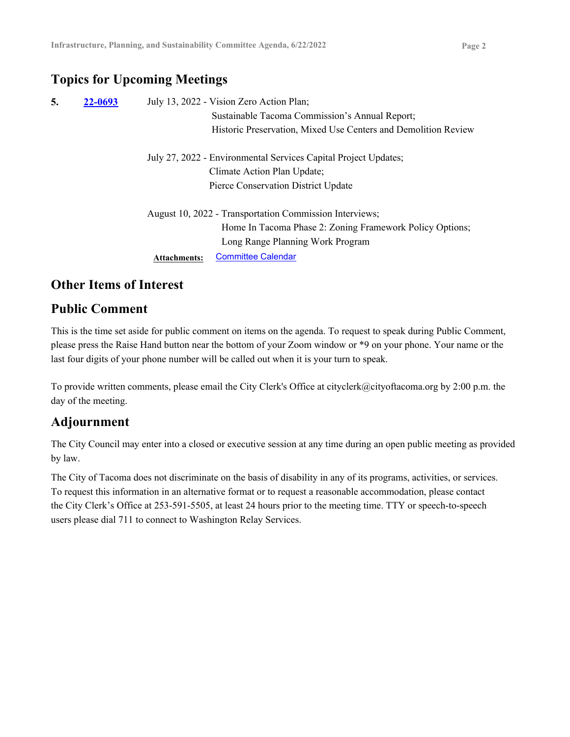## Topics for Upcoming Meetings

**5.** **22-0693** July 13, 2022 - Vision Zero Action Plan;
Sustainable Tacoma Commission's Annual Report;
Historic Preservation, Mixed Use Centers and Demolition Review

July 27, 2022 - Environmental Services Capital Project Updates;
Climate Action Plan Update;
Pierce Conservation District Update

August 10, 2022 - Transportation Commission Interviews;
Home In Tacoma Phase 2: Zoning Framework Policy Options;
Long Range Planning Work Program

**Attachments:** Committee Calendar

## Other Items of Interest

## Public Comment

This is the time set aside for public comment on items on the agenda. To request to speak during Public Comment, please press the Raise Hand button near the bottom of your Zoom window or *9 on your phone. Your name or the last four digits of your phone number will be called out when it is your turn to speak.

To provide written comments, please email the City Clerk's Office at cityclerk@cityoftacoma.org by 2:00 p.m. the day of the meeting.

## Adjournment

The City Council may enter into a closed or executive session at any time during an open public meeting as provided by law.

The City of Tacoma does not discriminate on the basis of disability in any of its programs, activities, or services. To request this information in an alternative format or to request a reasonable accommodation, please contact the City Clerk's Office at 253-591-5505, at least 24 hours prior to the meeting time. TTY or speech-to-speech users please dial 711 to connect to Washington Relay Services.